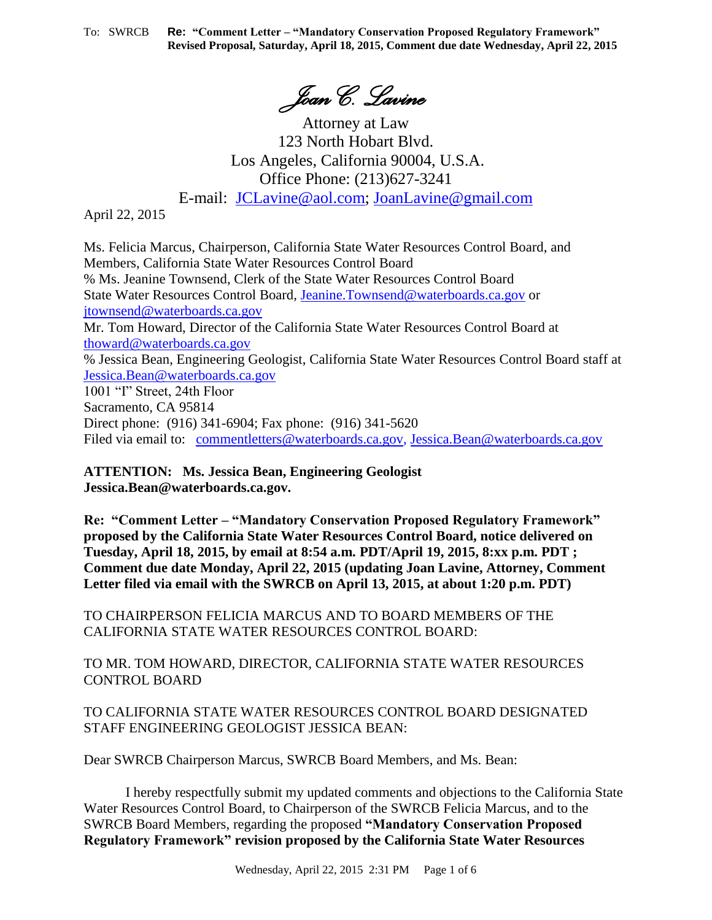*Joan C. Lavine*

Attorney at Law
123 North Hobart Blvd.
Los Angeles, California 90004, U.S.A.
Office Phone: (213)627-3241
E-mail: JCLavine@aol.com; JoanLavine@gmail.com

April 22, 2015

Ms. Felicia Marcus, Chairperson, California State Water Resources Control Board, and
Members, California State Water Resources Control Board
% Ms. Jeanine Townsend, Clerk of the State Water Resources Control Board
State Water Resources Control Board, Jeanine.Townsend@waterboards.ca.gov or
jtownsend@waterboards.ca.gov
Mr. Tom Howard, Director of the California State Water Resources Control Board at
thoward@waterboards.ca.gov
% Jessica Bean, Engineering Geologist, California State Water Resources Control Board staff at
Jessica.Bean@waterboards.ca.gov
1001 "I" Street, 24th Floor
Sacramento, CA 95814
Direct phone: (916) 341-6904; Fax phone: (916) 341-5620
Filed via email to: commentletters@waterboards.ca.gov, Jessica.Bean@waterboards.ca.gov

**ATTENTION: Ms. Jessica Bean, Engineering Geologist**
**Jessica.Bean@waterboards.ca.gov.**

**Re: "Comment Letter – "Mandatory Conservation Proposed Regulatory Framework" proposed by the California State Water Resources Control Board, notice delivered on Tuesday, April 18, 2015, by email at 8:54 a.m. PDT/April 19, 2015, 8:xx p.m. PDT ; Comment due date Monday, April 22, 2015 (updating Joan Lavine, Attorney, Comment Letter filed via email with the SWRCB on April 13, 2015, at about 1:20 p.m. PDT)**

TO CHAIRPERSON FELICIA MARCUS AND TO BOARD MEMBERS OF THE CALIFORNIA STATE WATER RESOURCES CONTROL BOARD:

TO MR. TOM HOWARD, DIRECTOR, CALIFORNIA STATE WATER RESOURCES CONTROL BOARD

TO CALIFORNIA STATE WATER RESOURCES CONTROL BOARD DESIGNATED STAFF ENGINEERING GEOLOGIST JESSICA BEAN:

Dear SWRCB Chairperson Marcus, SWRCB Board Members, and Ms. Bean:

I hereby respectfully submit my updated comments and objections to the California State Water Resources Control Board, to Chairperson of the SWRCB Felicia Marcus, and to the SWRCB Board Members, regarding the proposed **"Mandatory Conservation Proposed Regulatory Framework" revision proposed by the California State Water Resources**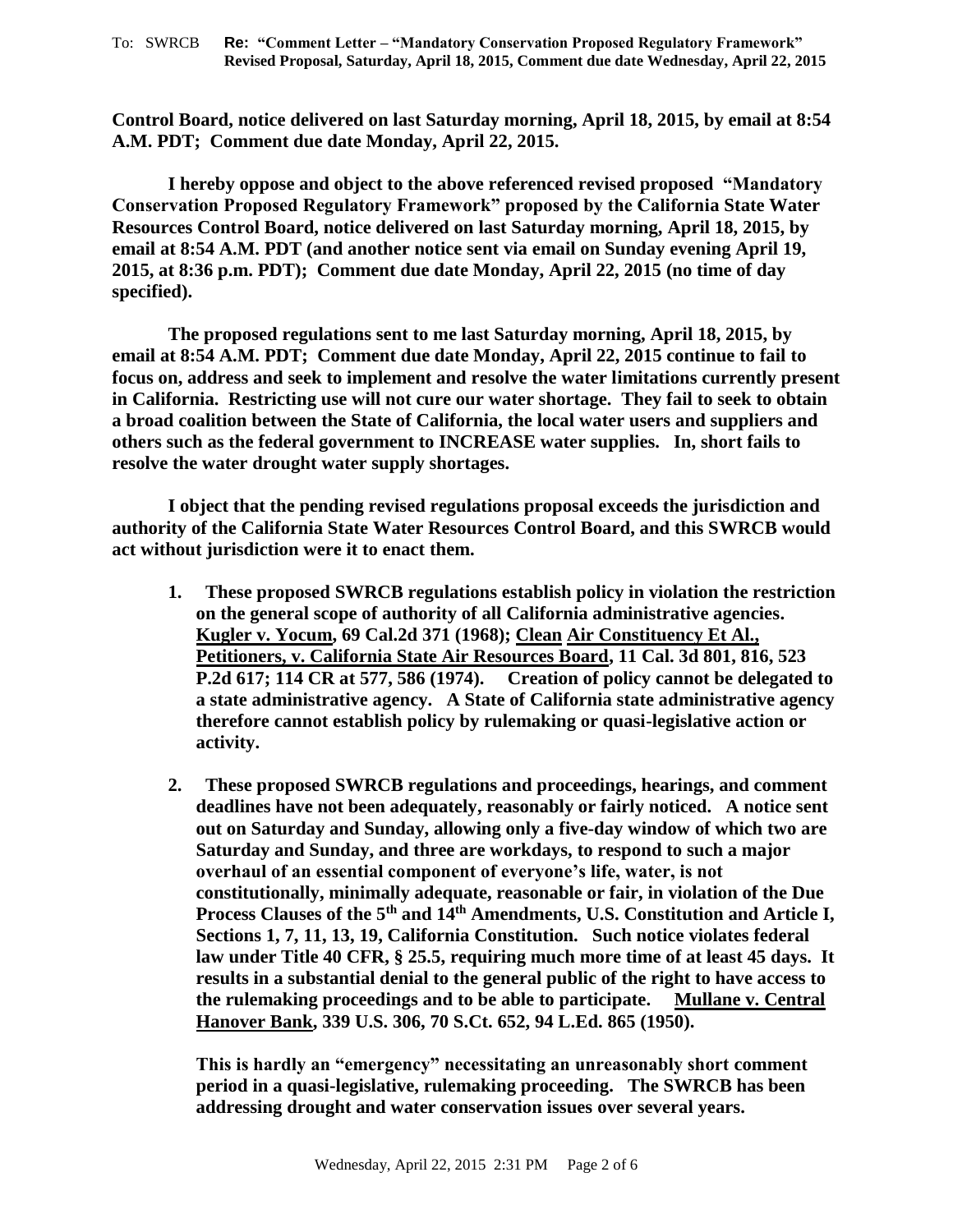**Control Board, notice delivered on last Saturday morning, April 18, 2015, by email at 8:54 A.M. PDT; Comment due date Monday, April 22, 2015.**

**I hereby oppose and object to the above referenced revised proposed "Mandatory Conservation Proposed Regulatory Framework" proposed by the California State Water Resources Control Board, notice delivered on last Saturday morning, April 18, 2015, by email at 8:54 A.M. PDT (and another notice sent via email on Sunday evening April 19, 2015, at 8:36 p.m. PDT); Comment due date Monday, April 22, 2015 (no time of day specified).**

**The proposed regulations sent to me last Saturday morning, April 18, 2015, by email at 8:54 A.M. PDT; Comment due date Monday, April 22, 2015 continue to fail to focus on, address and seek to implement and resolve the water limitations currently present in California. Restricting use will not cure our water shortage. They fail to seek to obtain a broad coalition between the State of California, the local water users and suppliers and others such as the federal government to INCREASE water supplies. In, short fails to resolve the water drought water supply shortages.**

**I object that the pending revised regulations proposal exceeds the jurisdiction and authority of the California State Water Resources Control Board, and this SWRCB would act without jurisdiction were it to enact them.**

1. **These proposed SWRCB regulations establish policy in violation the restriction on the general scope of authority of all California administrative agencies. Kugler v. Yocum, 69 Cal.2d 371 (1968); Clean Air Constituency Et Al., Petitioners, v. California State Air Resources Board, 11 Cal. 3d 801, 816, 523 P.2d 617; 114 CR at 577, 586 (1974). Creation of policy cannot be delegated to a state administrative agency. A State of California state administrative agency therefore cannot establish policy by rulemaking or quasi-legislative action or activity.**

2. **These proposed SWRCB regulations and proceedings, hearings, and comment deadlines have not been adequately, reasonably or fairly noticed. A notice sent out on Saturday and Sunday, allowing only a five-day window of which two are Saturday and Sunday, and three are workdays, to respond to such a major overhaul of an essential component of everyone's life, water, is not constitutionally, minimally adequate, reasonable or fair, in violation of the Due Process Clauses of the 5th and 14th Amendments, U.S. Constitution and Article I, Sections 1, 7, 11, 13, 19, California Constitution. Such notice violates federal law under Title 40 CFR, § 25.5, requiring much more time of at least 45 days. It results in a substantial denial to the general public of the right to have access to the rulemaking proceedings and to be able to participate. Mullane v. Central Hanover Bank, 339 U.S. 306, 70 S.Ct. 652, 94 L.Ed. 865 (1950).**

   **This is hardly an "emergency" necessitating an unreasonably short comment period in a quasi-legislative, rulemaking proceeding. The SWRCB has been addressing drought and water conservation issues over several years.**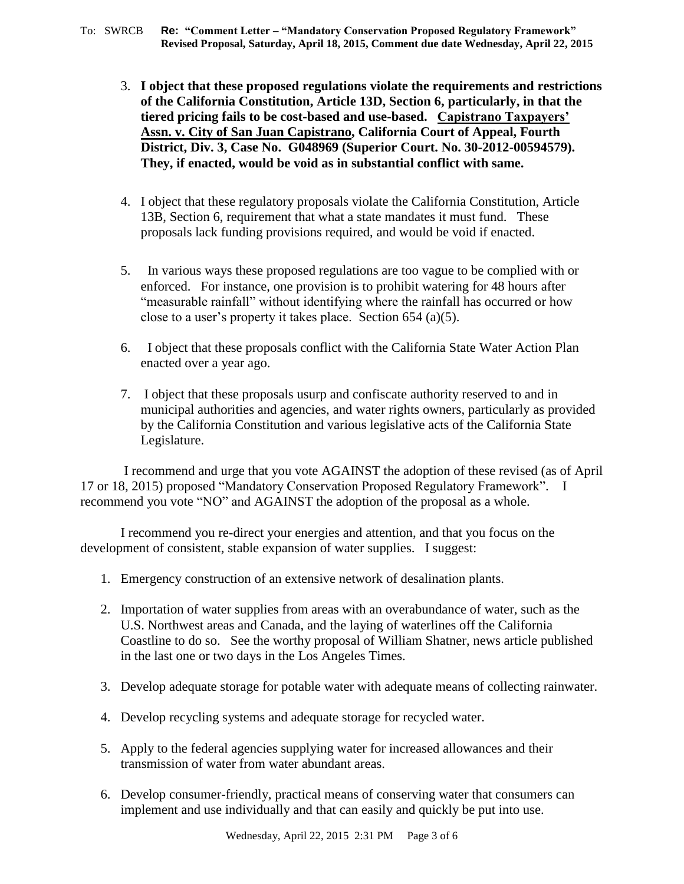3. **I object that these proposed regulations violate the requirements and restrictions of the California Constitution, Article 13D, Section 6, particularly, in that the tiered pricing fails to be cost-based and use-based. <u>Capistrano Taxpayers' Assn. v. City of San Juan Capistrano</u>, California Court of Appeal, Fourth District, Div. 3, Case No. G048969 (Superior Court. No. 30-2012-00594579). They, if enacted, would be void as in substantial conflict with same.**

4. I object that these regulatory proposals violate the California Constitution, Article 13B, Section 6, requirement that what a state mandates it must fund. These proposals lack funding provisions required, and would be void if enacted.

5. In various ways these proposed regulations are too vague to be complied with or enforced. For instance, one provision is to prohibit watering for 48 hours after "measurable rainfall" without identifying where the rainfall has occurred or how close to a user's property it takes place. Section 654 (a)(5).

6. I object that these proposals conflict with the California State Water Action Plan enacted over a year ago.

7. I object that these proposals usurp and confiscate authority reserved to and in municipal authorities and agencies, and water rights owners, particularly as provided by the California Constitution and various legislative acts of the California State Legislature.

I recommend and urge that you vote AGAINST the adoption of these revised (as of April 17 or 18, 2015) proposed "Mandatory Conservation Proposed Regulatory Framework". I recommend you vote "NO" and AGAINST the adoption of the proposal as a whole.

I recommend you re-direct your energies and attention, and that you focus on the development of consistent, stable expansion of water supplies. I suggest:

1. Emergency construction of an extensive network of desalination plants.

2. Importation of water supplies from areas with an overabundance of water, such as the U.S. Northwest areas and Canada, and the laying of waterlines off the California Coastline to do so. See the worthy proposal of William Shatner, news article published in the last one or two days in the Los Angeles Times.

3. Develop adequate storage for potable water with adequate means of collecting rainwater.

4. Develop recycling systems and adequate storage for recycled water.

5. Apply to the federal agencies supplying water for increased allowances and their transmission of water from water abundant areas.

6. Develop consumer-friendly, practical means of conserving water that consumers can implement and use individually and that can easily and quickly be put into use.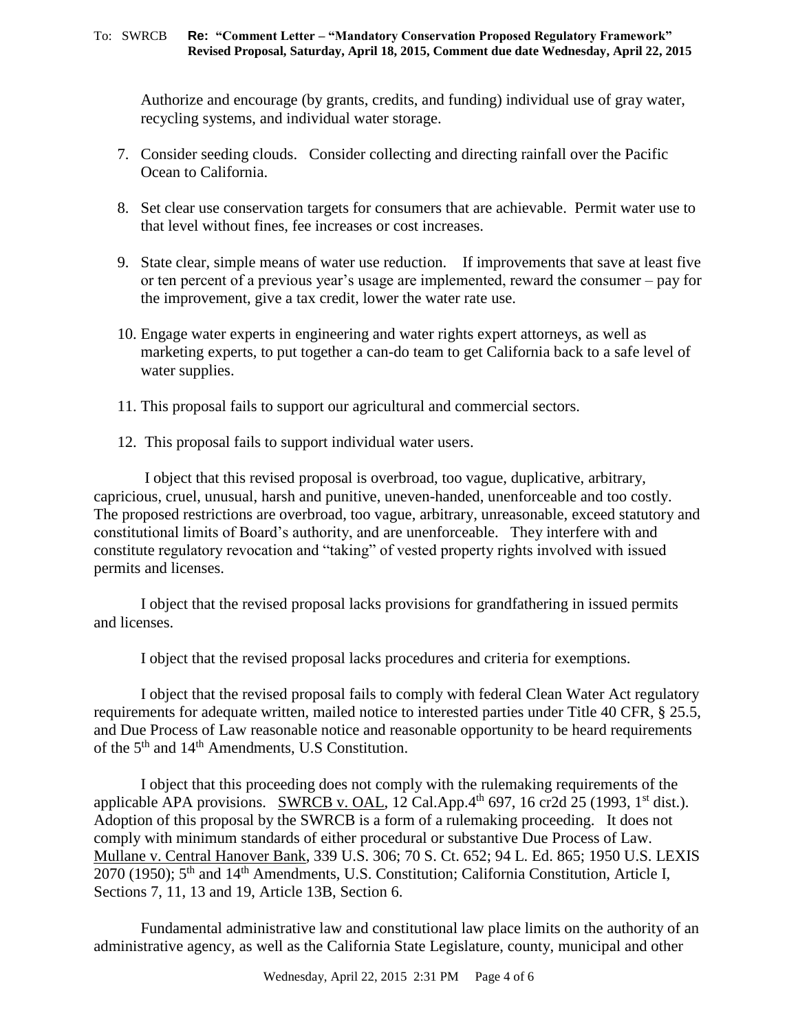Authorize and encourage (by grants, credits, and funding) individual use of gray water, recycling systems, and individual water storage.

7. Consider seeding clouds. Consider collecting and directing rainfall over the Pacific Ocean to California.

8. Set clear use conservation targets for consumers that are achievable. Permit water use to that level without fines, fee increases or cost increases.

9. State clear, simple means of water use reduction. If improvements that save at least five or ten percent of a previous year's usage are implemented, reward the consumer – pay for the improvement, give a tax credit, lower the water rate use.

10. Engage water experts in engineering and water rights expert attorneys, as well as marketing experts, to put together a can-do team to get California back to a safe level of water supplies.

11. This proposal fails to support our agricultural and commercial sectors.

12. This proposal fails to support individual water users.

I object that this revised proposal is overbroad, too vague, duplicative, arbitrary, capricious, cruel, unusual, harsh and punitive, uneven-handed, unenforceable and too costly. The proposed restrictions are overbroad, too vague, arbitrary, unreasonable, exceed statutory and constitutional limits of Board's authority, and are unenforceable. They interfere with and constitute regulatory revocation and "taking" of vested property rights involved with issued permits and licenses.

I object that the revised proposal lacks provisions for grandfathering in issued permits and licenses.

I object that the revised proposal lacks procedures and criteria for exemptions.

I object that the revised proposal fails to comply with federal Clean Water Act regulatory requirements for adequate written, mailed notice to interested parties under Title 40 CFR, § 25.5, and Due Process of Law reasonable notice and reasonable opportunity to be heard requirements of the 5th and 14th Amendments, U.S Constitution.

I object that this proceeding does not comply with the rulemaking requirements of the applicable APA provisions. SWRCB v. OAL, 12 Cal.App.4th 697, 16 cr2d 25 (1993, 1st dist.). Adoption of this proposal by the SWRCB is a form of a rulemaking proceeding. It does not comply with minimum standards of either procedural or substantive Due Process of Law. Mullane v. Central Hanover Bank, 339 U.S. 306; 70 S. Ct. 652; 94 L. Ed. 865; 1950 U.S. LEXIS 2070 (1950); 5th and 14th Amendments, U.S. Constitution; California Constitution, Article I, Sections 7, 11, 13 and 19, Article 13B, Section 6.

Fundamental administrative law and constitutional law place limits on the authority of an administrative agency, as well as the California State Legislature, county, municipal and other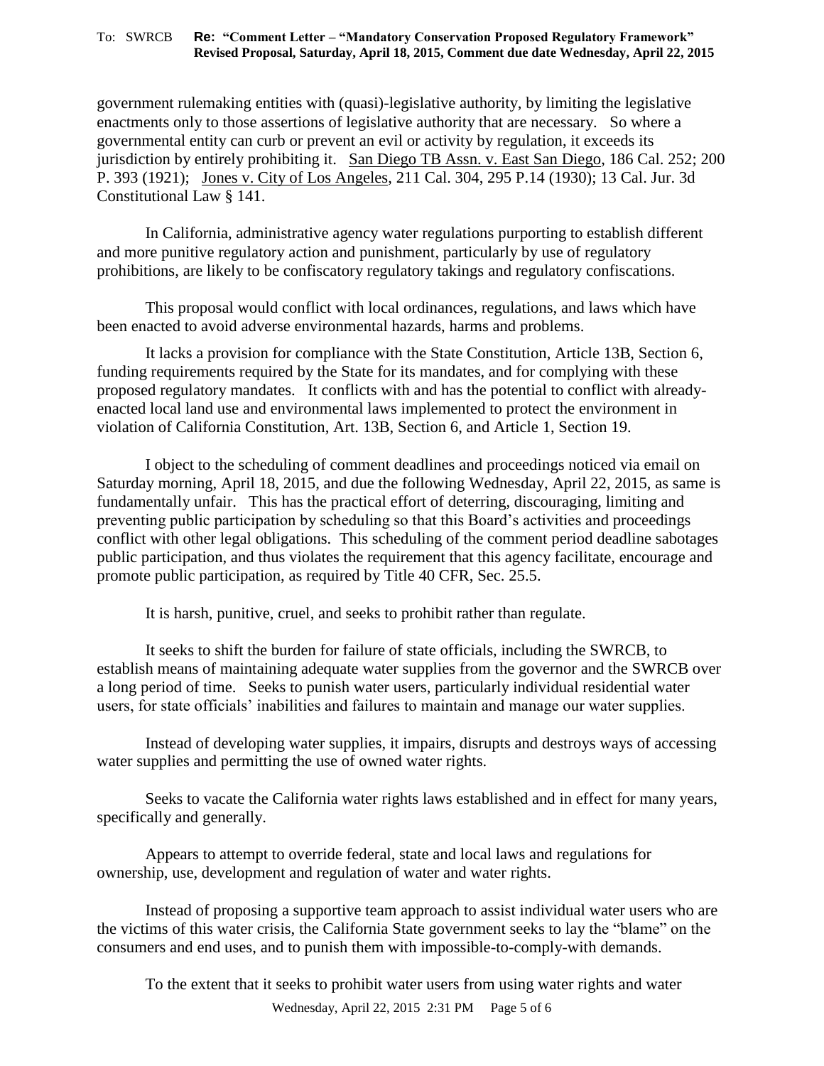government rulemaking entities with (quasi)-legislative authority, by limiting the legislative enactments only to those assertions of legislative authority that are necessary. So where a governmental entity can curb or prevent an evil or activity by regulation, it exceeds its jurisdiction by entirely prohibiting it. San Diego TB Assn. v. East San Diego, 186 Cal. 252; 200 P. 393 (1921); Jones v. City of Los Angeles, 211 Cal. 304, 295 P.14 (1930); 13 Cal. Jur. 3d Constitutional Law § 141.

In California, administrative agency water regulations purporting to establish different and more punitive regulatory action and punishment, particularly by use of regulatory prohibitions, are likely to be confiscatory regulatory takings and regulatory confiscations.

This proposal would conflict with local ordinances, regulations, and laws which have been enacted to avoid adverse environmental hazards, harms and problems.

It lacks a provision for compliance with the State Constitution, Article 13B, Section 6, funding requirements required by the State for its mandates, and for complying with these proposed regulatory mandates. It conflicts with and has the potential to conflict with already-enacted local land use and environmental laws implemented to protect the environment in violation of California Constitution, Art. 13B, Section 6, and Article 1, Section 19.

I object to the scheduling of comment deadlines and proceedings noticed via email on Saturday morning, April 18, 2015, and due the following Wednesday, April 22, 2015, as same is fundamentally unfair. This has the practical effort of deterring, discouraging, limiting and preventing public participation by scheduling so that this Board's activities and proceedings conflict with other legal obligations. This scheduling of the comment period deadline sabotages public participation, and thus violates the requirement that this agency facilitate, encourage and promote public participation, as required by Title 40 CFR, Sec. 25.5.

It is harsh, punitive, cruel, and seeks to prohibit rather than regulate.

It seeks to shift the burden for failure of state officials, including the SWRCB, to establish means of maintaining adequate water supplies from the governor and the SWRCB over a long period of time. Seeks to punish water users, particularly individual residential water users, for state officials' inabilities and failures to maintain and manage our water supplies.

Instead of developing water supplies, it impairs, disrupts and destroys ways of accessing water supplies and permitting the use of owned water rights.

Seeks to vacate the California water rights laws established and in effect for many years, specifically and generally.

Appears to attempt to override federal, state and local laws and regulations for ownership, use, development and regulation of water and water rights.

Instead of proposing a supportive team approach to assist individual water users who are the victims of this water crisis, the California State government seeks to lay the "blame" on the consumers and end uses, and to punish them with impossible-to-comply-with demands.

To the extent that it seeks to prohibit water users from using water rights and water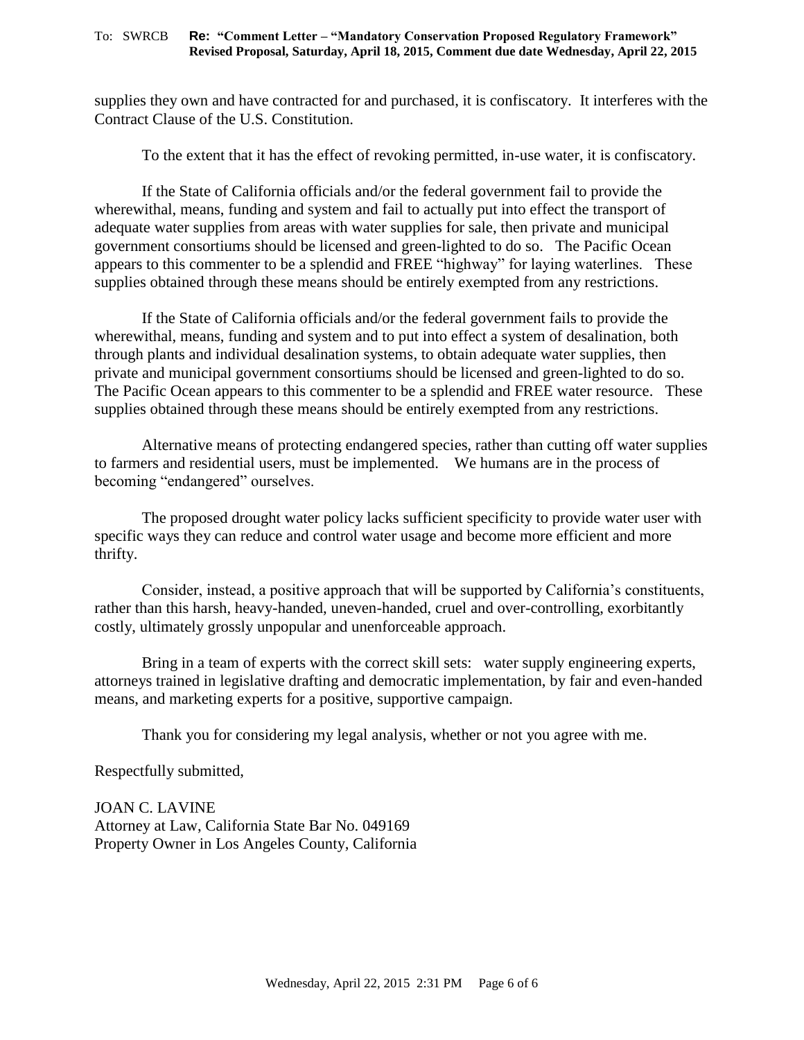supplies they own and have contracted for and purchased, it is confiscatory. It interferes with the Contract Clause of the U.S. Constitution.

To the extent that it has the effect of revoking permitted, in-use water, it is confiscatory.

If the State of California officials and/or the federal government fail to provide the wherewithal, means, funding and system and fail to actually put into effect the transport of adequate water supplies from areas with water supplies for sale, then private and municipal government consortiums should be licensed and green-lighted to do so. The Pacific Ocean appears to this commenter to be a splendid and FREE "highway" for laying waterlines. These supplies obtained through these means should be entirely exempted from any restrictions.

If the State of California officials and/or the federal government fails to provide the wherewithal, means, funding and system and to put into effect a system of desalination, both through plants and individual desalination systems, to obtain adequate water supplies, then private and municipal government consortiums should be licensed and green-lighted to do so. The Pacific Ocean appears to this commenter to be a splendid and FREE water resource. These supplies obtained through these means should be entirely exempted from any restrictions.

Alternative means of protecting endangered species, rather than cutting off water supplies to farmers and residential users, must be implemented. We humans are in the process of becoming "endangered" ourselves.

The proposed drought water policy lacks sufficient specificity to provide water user with specific ways they can reduce and control water usage and become more efficient and more thrifty.

Consider, instead, a positive approach that will be supported by California's constituents, rather than this harsh, heavy-handed, uneven-handed, cruel and over-controlling, exorbitantly costly, ultimately grossly unpopular and unenforceable approach.

Bring in a team of experts with the correct skill sets: water supply engineering experts, attorneys trained in legislative drafting and democratic implementation, by fair and even-handed means, and marketing experts for a positive, supportive campaign.

Thank you for considering my legal analysis, whether or not you agree with me.

Respectfully submitted,

JOAN C. LAVINE
Attorney at Law, California State Bar No. 049169
Property Owner in Los Angeles County, California